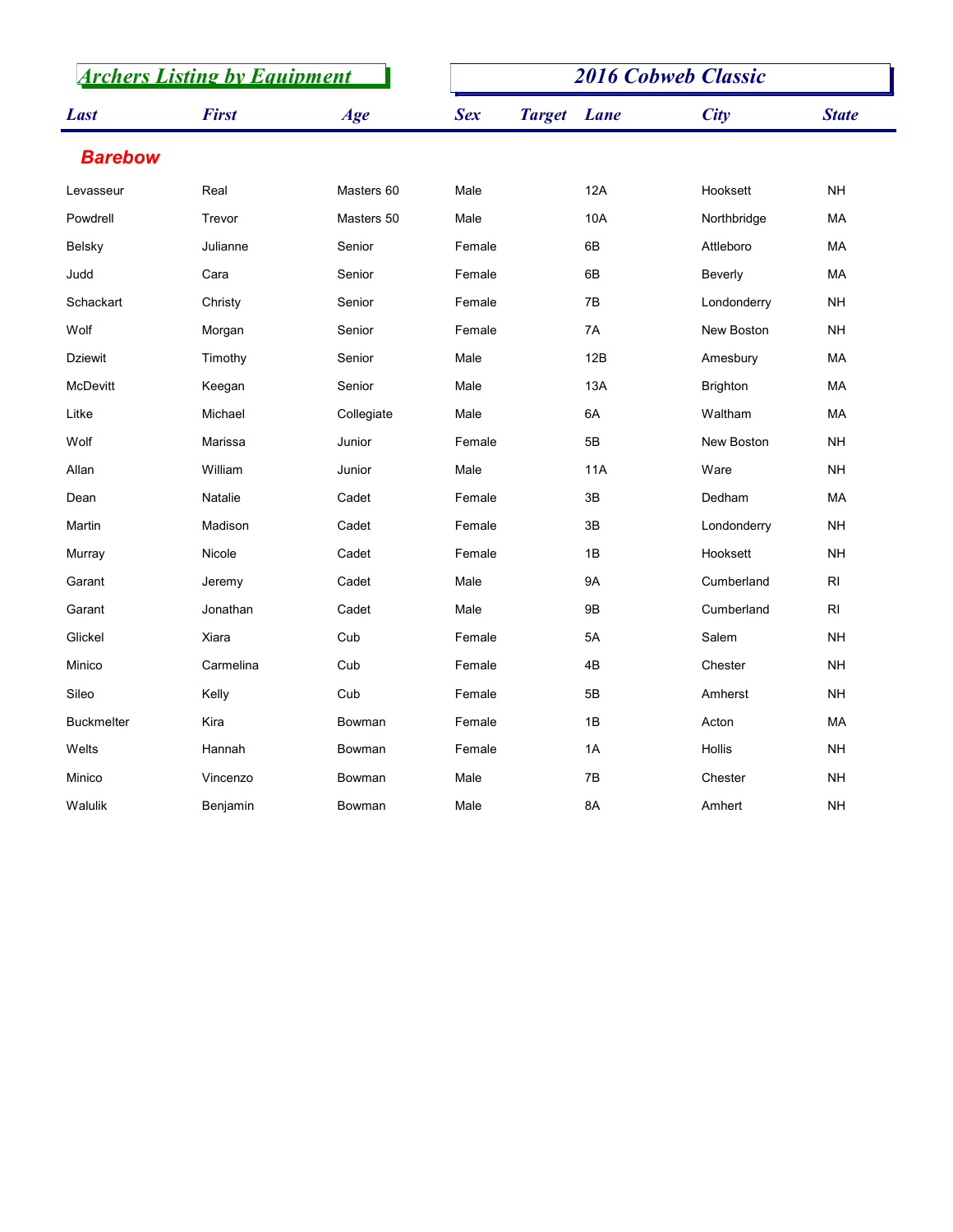# Archers Listing by Equipment

# 2016 Cobweb Classic

| Last | First | Age | Sex | Target | Lane | City | State |
|---|---|---|---|---|---|---|---|
| **Barebow** | | | | | | | |
| Levasseur | Real | Masters 60 | Male | | 12A | Hooksett | NH |
| Powdrell | Trevor | Masters 50 | Male | | 10A | Northbridge | MA |
| Belsky | Julianne | Senior | Female | | 6B | Attleboro | MA |
| Judd | Cara | Senior | Female | | 6B | Beverly | MA |
| Schackart | Christy | Senior | Female | | 7B | Londonderry | NH |
| Wolf | Morgan | Senior | Female | | 7A | New Boston | NH |
| Dziewit | Timothy | Senior | Male | | 12B | Amesbury | MA |
| McDevitt | Keegan | Senior | Male | | 13A | Brighton | MA |
| Litke | Michael | Collegiate | Male | | 6A | Waltham | MA |
| Wolf | Marissa | Junior | Female | | 5B | New Boston | NH |
| Allan | William | Junior | Male | | 11A | Ware | NH |
| Dean | Natalie | Cadet | Female | | 3B | Dedham | MA |
| Martin | Madison | Cadet | Female | | 3B | Londonderry | NH |
| Murray | Nicole | Cadet | Female | | 1B | Hooksett | NH |
| Garant | Jeremy | Cadet | Male | | 9A | Cumberland | RI |
| Garant | Jonathan | Cadet | Male | | 9B | Cumberland | RI |
| Glickel | Xiara | Cub | Female | | 5A | Salem | NH |
| Minico | Carmelina | Cub | Female | | 4B | Chester | NH |
| Sileo | Kelly | Cub | Female | | 5B | Amherst | NH |
| Buckmelter | Kira | Bowman | Female | | 1B | Acton | MA |
| Welts | Hannah | Bowman | Female | | 1A | Hollis | NH |
| Minico | Vincenzo | Bowman | Male | | 7B | Chester | NH |
| Walulik | Benjamin | Bowman | Male | | 8A | Amhert | NH |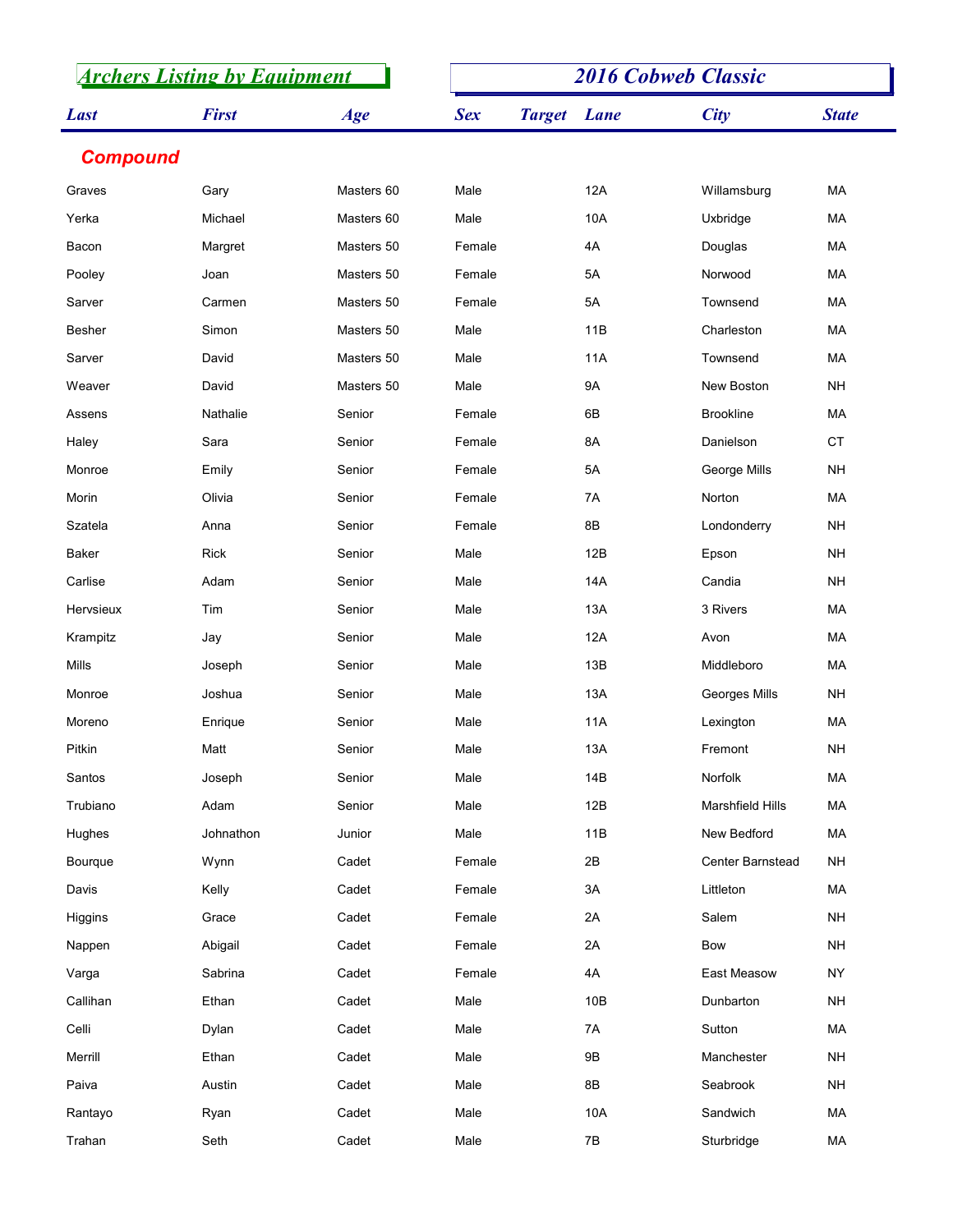# Archers Listing by Equipment

## 2016 Cobweb Classic

### Compound

| Last | First | Age | Sex | Target | Lane | City | State |
|---|---|---|---|---|---|---|---|
| Graves | Gary | Masters 60 | Male | | 12A | Willamsburg | MA |
| Yerka | Michael | Masters 60 | Male | | 10A | Uxbridge | MA |
| Bacon | Margret | Masters 50 | Female | | 4A | Douglas | MA |
| Pooley | Joan | Masters 50 | Female | | 5A | Norwood | MA |
| Sarver | Carmen | Masters 50 | Female | | 5A | Townsend | MA |
| Besher | Simon | Masters 50 | Male | | 11B | Charleston | MA |
| Sarver | David | Masters 50 | Male | | 11A | Townsend | MA |
| Weaver | David | Masters 50 | Male | | 9A | New Boston | NH |
| Assens | Nathalie | Senior | Female | | 6B | Brookline | MA |
| Haley | Sara | Senior | Female | | 8A | Danielson | CT |
| Monroe | Emily | Senior | Female | | 5A | George Mills | NH |
| Morin | Olivia | Senior | Female | | 7A | Norton | MA |
| Szatela | Anna | Senior | Female | | 8B | Londonderry | NH |
| Baker | Rick | Senior | Male | | 12B | Epson | NH |
| Carlise | Adam | Senior | Male | | 14A | Candia | NH |
| Hervsieux | Tim | Senior | Male | | 13A | 3 Rivers | MA |
| Krampitz | Jay | Senior | Male | | 12A | Avon | MA |
| Mills | Joseph | Senior | Male | | 13B | Middleboro | MA |
| Monroe | Joshua | Senior | Male | | 13A | Georges Mills | NH |
| Moreno | Enrique | Senior | Male | | 11A | Lexington | MA |
| Pitkin | Matt | Senior | Male | | 13A | Fremont | NH |
| Santos | Joseph | Senior | Male | | 14B | Norfolk | MA |
| Trubiano | Adam | Senior | Male | | 12B | Marshfield Hills | MA |
| Hughes | Johnathon | Junior | Male | | 11B | New Bedford | MA |
| Bourque | Wynn | Cadet | Female | | 2B | Center Barnstead | NH |
| Davis | Kelly | Cadet | Female | | 3A | Littleton | MA |
| Higgins | Grace | Cadet | Female | | 2A | Salem | NH |
| Nappen | Abigail | Cadet | Female | | 2A | Bow | NH |
| Varga | Sabrina | Cadet | Female | | 4A | East Measow | NY |
| Callihan | Ethan | Cadet | Male | | 10B | Dunbarton | NH |
| Celli | Dylan | Cadet | Male | | 7A | Sutton | MA |
| Merrill | Ethan | Cadet | Male | | 9B | Manchester | NH |
| Paiva | Austin | Cadet | Male | | 8B | Seabrook | NH |
| Rantayo | Ryan | Cadet | Male | | 10A | Sandwich | MA |
| Trahan | Seth | Cadet | Male | | 7B | Sturbridge | MA |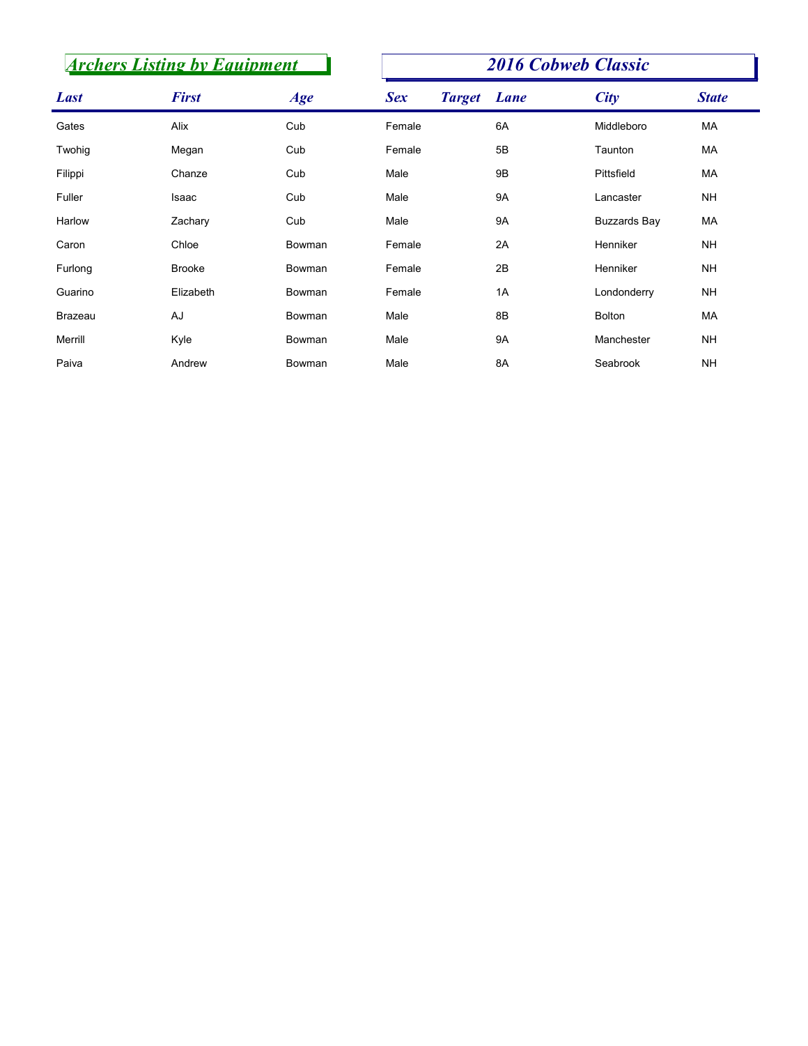## Archers Listing by Equipment

## 2016 Cobweb Classic

| Last | First | Age | Sex | Target | Lane | City | State |
|---|---|---|---|---|---|---|---|
| Gates | Alix | Cub | Female | | 6A | Middleboro | MA |
| Twohig | Megan | Cub | Female | | 5B | Taunton | MA |
| Filippi | Chanze | Cub | Male | | 9B | Pittsfield | MA |
| Fuller | Isaac | Cub | Male | | 9A | Lancaster | NH |
| Harlow | Zachary | Cub | Male | | 9A | Buzzards Bay | MA |
| Caron | Chloe | Bowman | Female | | 2A | Henniker | NH |
| Furlong | Brooke | Bowman | Female | | 2B | Henniker | NH |
| Guarino | Elizabeth | Bowman | Female | | 1A | Londonderry | NH |
| Brazeau | AJ | Bowman | Male | | 8B | Bolton | MA |
| Merrill | Kyle | Bowman | Male | | 9A | Manchester | NH |
| Paiva | Andrew | Bowman | Male | | 8A | Seabrook | NH |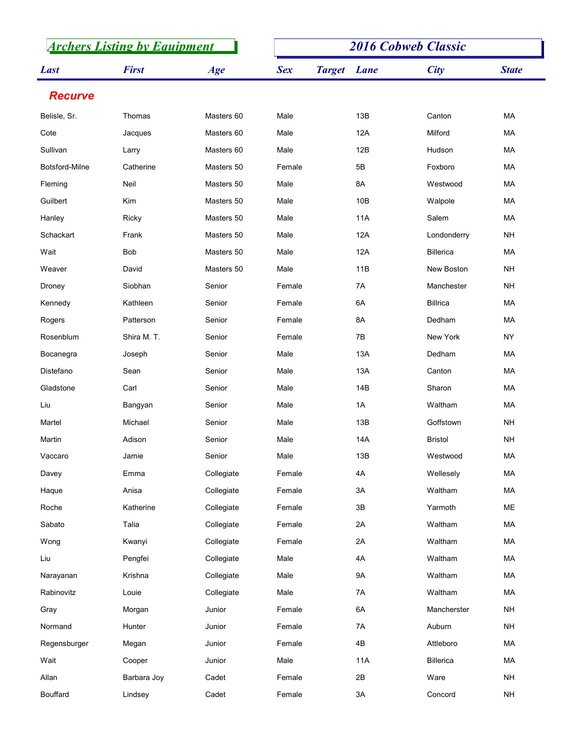## Archers Listing by Equipment

## 2016 Cobweb Classic

### Recurve

| Last | First | Age | Sex | Target | Lane | City | State |
|---|---|---|---|---|---|---|---|
| Belisle, Sr. | Thomas | Masters 60 | Male | | 13B | Canton | MA |
| Cote | Jacques | Masters 60 | Male | | 12A | Milford | MA |
| Sullivan | Larry | Masters 60 | Male | | 12B | Hudson | MA |
| Botsford-Milne | Catherine | Masters 50 | Female | | 5B | Foxboro | MA |
| Fleming | Neil | Masters 50 | Male | | 8A | Westwood | MA |
| Guilbert | Kim | Masters 50 | Male | | 10B | Walpole | MA |
| Hanley | Ricky | Masters 50 | Male | | 11A | Salem | MA |
| Schackart | Frank | Masters 50 | Male | | 12A | Londonderry | NH |
| Wait | Bob | Masters 50 | Male | | 12A | Billerica | MA |
| Weaver | David | Masters 50 | Male | | 11B | New Boston | NH |
| Droney | Siobhan | Senior | Female | | 7A | Manchester | NH |
| Kennedy | Kathleen | Senior | Female | | 6A | Billrica | MA |
| Rogers | Patterson | Senior | Female | | 8A | Dedham | MA |
| Rosenblum | Shira M. T. | Senior | Female | | 7B | New York | NY |
| Bocanegra | Joseph | Senior | Male | | 13A | Dedham | MA |
| Distefano | Sean | Senior | Male | | 13A | Canton | MA |
| Gladstone | Carl | Senior | Male | | 14B | Sharon | MA |
| Liu | Bangyan | Senior | Male | | 1A | Waltham | MA |
| Martel | Michael | Senior | Male | | 13B | Goffstown | NH |
| Martin | Adison | Senior | Male | | 14A | Bristol | NH |
| Vaccaro | Jamie | Senior | Male | | 13B | Westwood | MA |
| Davey | Emma | Collegiate | Female | | 4A | Wellesely | MA |
| Haque | Anisa | Collegiate | Female | | 3A | Waltham | MA |
| Roche | Katherine | Collegiate | Female | | 3B | Yarmoth | ME |
| Sabato | Talia | Collegiate | Female | | 2A | Waltham | MA |
| Wong | Kwanyi | Collegiate | Female | | 2A | Waltham | MA |
| Liu | Pengfei | Collegiate | Male | | 4A | Waltham | MA |
| Narayanan | Krishna | Collegiate | Male | | 9A | Waltham | MA |
| Rabinovitz | Louie | Collegiate | Male | | 7A | Waltham | MA |
| Gray | Morgan | Junior | Female | | 6A | Mancherster | NH |
| Normand | Hunter | Junior | Female | | 7A | Auburn | NH |
| Regensburger | Megan | Junior | Female | | 4B | Attleboro | MA |
| Wait | Cooper | Junior | Male | | 11A | Billerica | MA |
| Allan | Barbara Joy | Cadet | Female | | 2B | Ware | NH |
| Bouffard | Lindsey | Cadet | Female | | 3A | Concord | NH |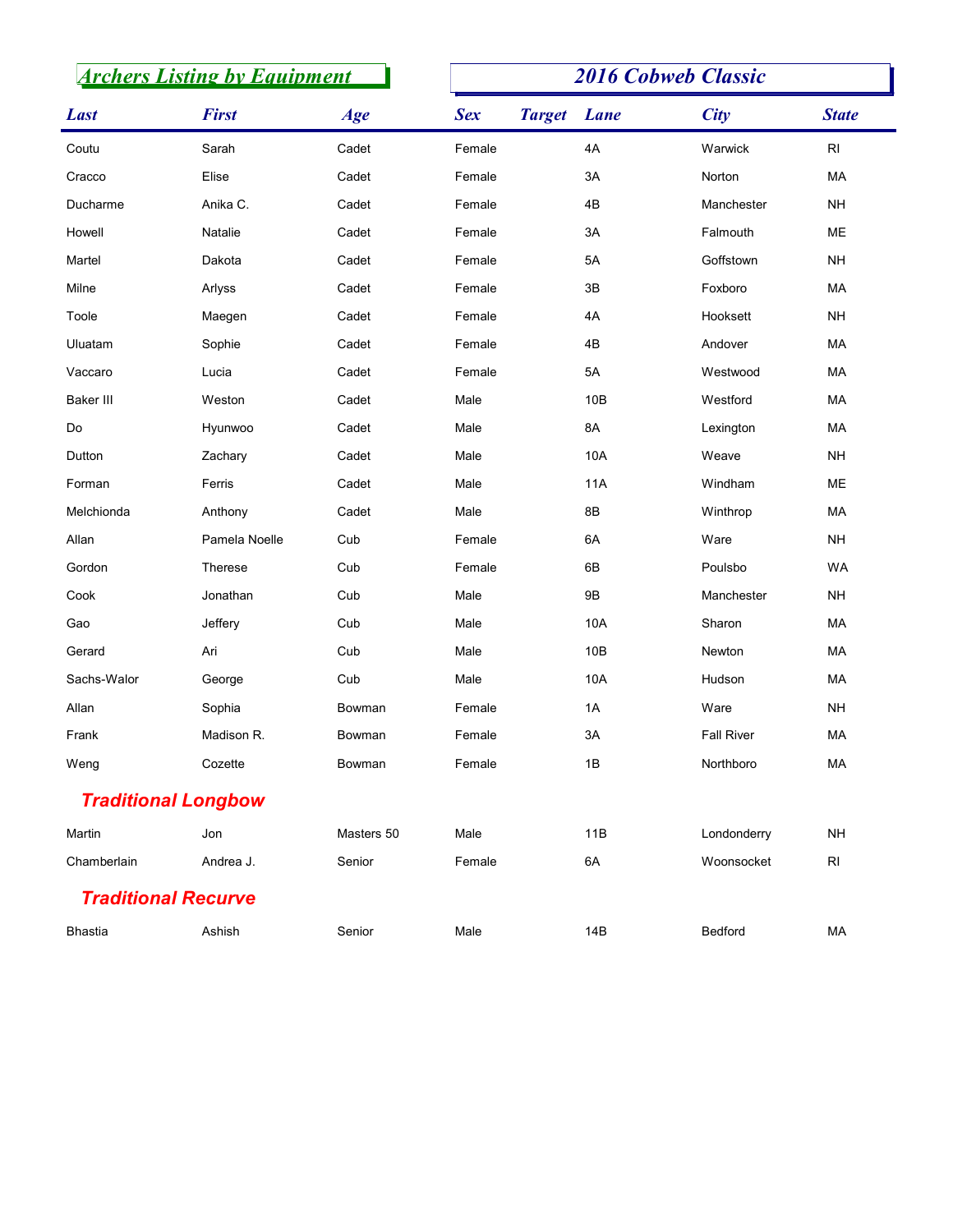**Archers Listing by Equipment**

## 2016 Cobweb Classic

| Last | First | Age | Sex | Target | Lane | City | State |
|---|---|---|---|---|---|---|---|
| Coutu | Sarah | Cadet | Female | | 4A | Warwick | RI |
| Cracco | Elise | Cadet | Female | | 3A | Norton | MA |
| Ducharme | Anika C. | Cadet | Female | | 4B | Manchester | NH |
| Howell | Natalie | Cadet | Female | | 3A | Falmouth | ME |
| Martel | Dakota | Cadet | Female | | 5A | Goffstown | NH |
| Milne | Arlyss | Cadet | Female | | 3B | Foxboro | MA |
| Toole | Maegen | Cadet | Female | | 4A | Hooksett | NH |
| Uluatam | Sophie | Cadet | Female | | 4B | Andover | MA |
| Vaccaro | Lucia | Cadet | Female | | 5A | Westwood | MA |
| Baker III | Weston | Cadet | Male | | 10B | Westford | MA |
| Do | Hyunwoo | Cadet | Male | | 8A | Lexington | MA |
| Dutton | Zachary | Cadet | Male | | 10A | Weave | NH |
| Forman | Ferris | Cadet | Male | | 11A | Windham | ME |
| Melchionda | Anthony | Cadet | Male | | 8B | Winthrop | MA |
| Allan | Pamela Noelle | Cub | Female | | 6A | Ware | NH |
| Gordon | Therese | Cub | Female | | 6B | Poulsbo | WA |
| Cook | Jonathan | Cub | Male | | 9B | Manchester | NH |
| Gao | Jeffery | Cub | Male | | 10A | Sharon | MA |
| Gerard | Ari | Cub | Male | | 10B | Newton | MA |
| Sachs-Walor | George | Cub | Male | | 10A | Hudson | MA |
| Allan | Sophia | Bowman | Female | | 1A | Ware | NH |
| Frank | Madison R. | Bowman | Female | | 3A | Fall River | MA |
| Weng | Cozette | Bowman | Female | | 1B | Northboro | MA |

### Traditional Longbow

| Last | First | Age | Sex | Target | Lane | City | State |
|---|---|---|---|---|---|---|---|
| Martin | Jon | Masters 50 | Male | | 11B | Londonderry | NH |
| Chamberlain | Andrea J. | Senior | Female | | 6A | Woonsocket | RI |

### Traditional Recurve

| Last | First | Age | Sex | Target | Lane | City | State |
|---|---|---|---|---|---|---|---|
| Bhastia | Ashish | Senior | Male | | 14B | Bedford | MA |